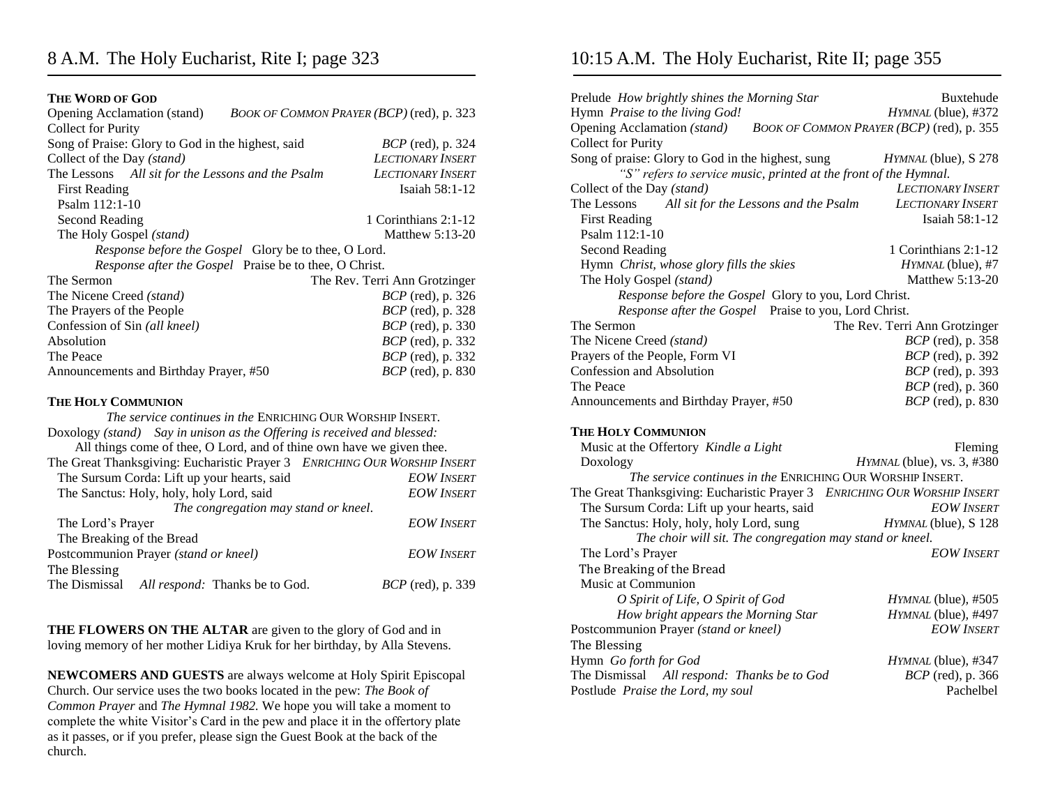# 8 A.M. The Holy Eucharist, Rite I; page 323

**THE WORD OF GOD**

Opening Acclamation (stand) — *BOOK OF COMMON PRAYER (BCP)* (red), p. 323
Collect for Purity
Song of Praise: Glory to God in the highest, said — *BCP* (red), p. 324
Collect of the Day *(stand)* — *LECTIONARY INSERT*
The Lessons *All sit for the Lessons and the Psalm* — *LECTIONARY INSERT*
First Reading — Isaiah 58:1-12
Psalm 112:1-10
Second Reading — 1 Corinthians 2:1-12
The Holy Gospel *(stand)* — Matthew 5:13-20
*Response before the Gospel* Glory be to thee, O Lord.
*Response after the Gospel* Praise be to thee, O Christ.
The Sermon — The Rev. Terri Ann Grotzinger
The Nicene Creed *(stand)* — *BCP* (red), p. 326
The Prayers of the People — *BCP* (red), p. 328
Confession of Sin *(all kneel)* — *BCP* (red), p. 330
Absolution — *BCP* (red), p. 332
The Peace — *BCP* (red), p. 332
Announcements and Birthday Prayer, #50 — *BCP* (red), p. 830

**THE HOLY COMMUNION**

*The service continues in the* ENRICHING OUR WORSHIP INSERT.
Doxology *(stand) Say in unison as the Offering is received and blessed:*
All things come of thee, O Lord, and of thine own have we given thee.
The Great Thanksgiving: Eucharistic Prayer 3 — *ENRICHING OUR WORSHIP INSERT*
The Sursum Corda: Lift up your hearts, said — *EOW INSERT*
The Sanctus: Holy, holy, holy Lord, said — *EOW INSERT*
*The congregation may stand or kneel.*
The Lord's Prayer — *EOW INSERT*
The Breaking of the Bread
Postcommunion Prayer *(stand or kneel)* — *EOW INSERT*
The Blessing
The Dismissal *All respond:* Thanks be to God. — *BCP* (red), p. 339

**THE FLOWERS ON THE ALTAR** are given to the glory of God and in loving memory of her mother Lidiya Kruk for her birthday, by Alla Stevens.

**NEWCOMERS AND GUESTS** are always welcome at Holy Spirit Episcopal Church. Our service uses the two books located in the pew: *The Book of Common Prayer* and *The Hymnal 1982.* We hope you will take a moment to complete the white Visitor's Card in the pew and place it in the offertory plate as it passes, or if you prefer, please sign the Guest Book at the back of the church.

# 10:15 A.M. The Holy Eucharist, Rite II; page 355

Prelude *How brightly shines the Morning Star* — Buxtehude
Hymn *Praise to the living God!* — *HYMNAL* (blue), #372
Opening Acclamation *(stand)* — *BOOK OF COMMON PRAYER (BCP)* (red), p. 355
Collect for Purity
Song of praise: Glory to God in the highest, sung — *HYMNAL* (blue), S 278
*"S" refers to service music, printed at the front of the Hymnal.*
Collect of the Day *(stand)* — *LECTIONARY INSERT*
The Lessons *All sit for the Lessons and the Psalm* — *LECTIONARY INSERT*
First Reading — Isaiah 58:1-12
Psalm 112:1-10
Second Reading — 1 Corinthians 2:1-12
Hymn *Christ, whose glory fills the skies* — *HYMNAL* (blue), #7
The Holy Gospel *(stand)* — Matthew 5:13-20
*Response before the Gospel* Glory to you, Lord Christ.
*Response after the Gospel* Praise to you, Lord Christ.
The Sermon — The Rev. Terri Ann Grotzinger
The Nicene Creed *(stand)* — *BCP* (red), p. 358
Prayers of the People, Form VI — *BCP* (red), p. 392
Confession and Absolution — *BCP* (red), p. 393
The Peace — *BCP* (red), p. 360
Announcements and Birthday Prayer, #50 — *BCP* (red), p. 830

**THE HOLY COMMUNION**

Music at the Offertory *Kindle a Light* — Fleming
Doxology — *HYMNAL* (blue), vs. 3, #380
*The service continues in the* ENRICHING OUR WORSHIP INSERT.
The Great Thanksgiving: Eucharistic Prayer 3 — *ENRICHING OUR WORSHIP INSERT*
The Sursum Corda: Lift up your hearts, said — *EOW INSERT*
The Sanctus: Holy, holy, holy Lord, sung — *HYMNAL* (blue), S 128
*The choir will sit. The congregation may stand or kneel.*
The Lord's Prayer — *EOW INSERT*
The Breaking of the Bread
Music at Communion
*O Spirit of Life, O Spirit of God* — *HYMNAL* (blue), #505
*How bright appears the Morning Star* — *HYMNAL* (blue), #497
Postcommunion Prayer *(stand or kneel)* — *EOW INSERT*
The Blessing
Hymn *Go forth for God* — *HYMNAL* (blue), #347
The Dismissal *All respond: Thanks be to God* — *BCP* (red), p. 366
Postlude *Praise the Lord, my soul* — Pachelbel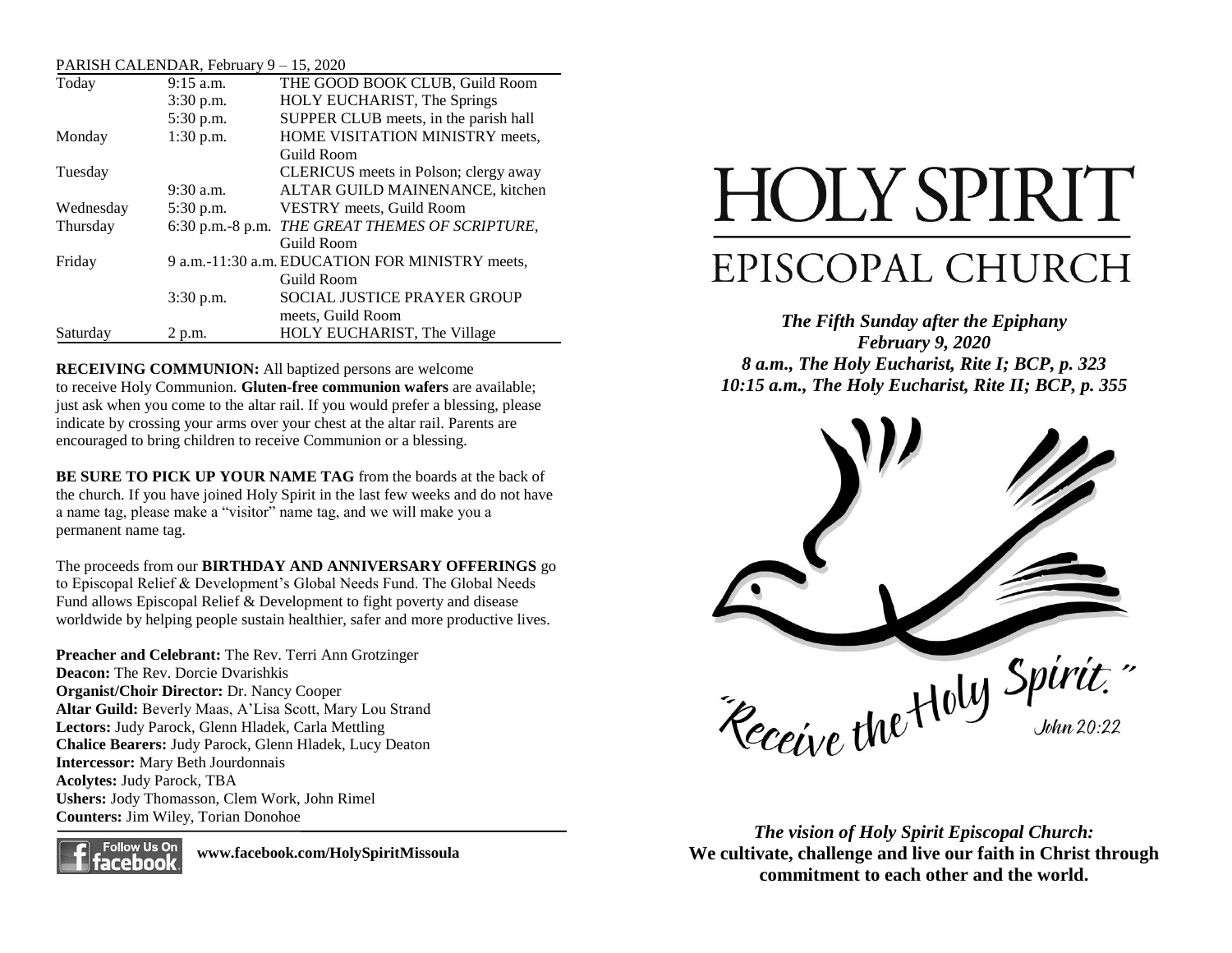PARISH CALENDAR, February 9 – 15, 2020

| | | |
|---|---|---|
| Today | 9:15 a.m. | THE GOOD BOOK CLUB, Guild Room |
| | 3:30 p.m. | HOLY EUCHARIST, The Springs |
| | 5:30 p.m. | SUPPER CLUB meets, in the parish hall |
| Monday | 1:30 p.m. | HOME VISITATION MINISTRY meets, Guild Room |
| Tuesday | | CLERICUS meets in Polson; clergy away |
| | 9:30 a.m. | ALTAR GUILD MAINENANCE, kitchen |
| Wednesday | 5:30 p.m. | VESTRY meets, Guild Room |
| Thursday | 6:30 p.m.-8 p.m. | *THE GREAT THEMES OF SCRIPTURE*, Guild Room |
| Friday | 9 a.m.-11:30 a.m. | EDUCATION FOR MINISTRY meets, Guild Room |
| | 3:30 p.m. | SOCIAL JUSTICE PRAYER GROUP meets, Guild Room |
| Saturday | 2 p.m. | HOLY EUCHARIST, The Village |

**RECEIVING COMMUNION:** All baptized persons are welcome to receive Holy Communion. **Gluten-free communion wafers** are available; just ask when you come to the altar rail. If you would prefer a blessing, please indicate by crossing your arms over your chest at the altar rail. Parents are encouraged to bring children to receive Communion or a blessing.

**BE SURE TO PICK UP YOUR NAME TAG** from the boards at the back of the church. If you have joined Holy Spirit in the last few weeks and do not have a name tag, please make a "visitor" name tag, and we will make you a permanent name tag.

The proceeds from our **BIRTHDAY AND ANNIVERSARY OFFERINGS** go to Episcopal Relief & Development's Global Needs Fund. The Global Needs Fund allows Episcopal Relief & Development to fight poverty and disease worldwide by helping people sustain healthier, safer and more productive lives.

**Preacher and Celebrant:** The Rev. Terri Ann Grotzinger
**Deacon:** The Rev. Dorcie Dvarishkis
**Organist/Choir Director:** Dr. Nancy Cooper
**Altar Guild:** Beverly Maas, A'Lisa Scott, Mary Lou Strand
**Lectors:** Judy Parock, Glenn Hladek, Carla Mettling
**Chalice Bearers:** Judy Parock, Glenn Hladek, Lucy Deaton
**Intercessor:** Mary Beth Jourdonnais
**Acolytes:** Judy Parock, TBA
**Ushers:** Jody Thomasson, Clem Work, John Rimel
**Counters:** Jim Wiley, Torian Donohoe

Follow Us On facebook **www.facebook.com/HolySpiritMissoula**

# HOLY SPIRIT

## EPISCOPAL CHURCH

***The Fifth Sunday after the Epiphany***
***February 9, 2020***
***8 a.m., The Holy Eucharist, Rite I; BCP, p. 323***
***10:15 a.m., The Holy Eucharist, Rite II; BCP, p. 355***

"Receive the Holy Spirit." John 20:22

***The vision of Holy Spirit Episcopal Church:***
**We cultivate, challenge and live our faith in Christ through commitment to each other and the world.**